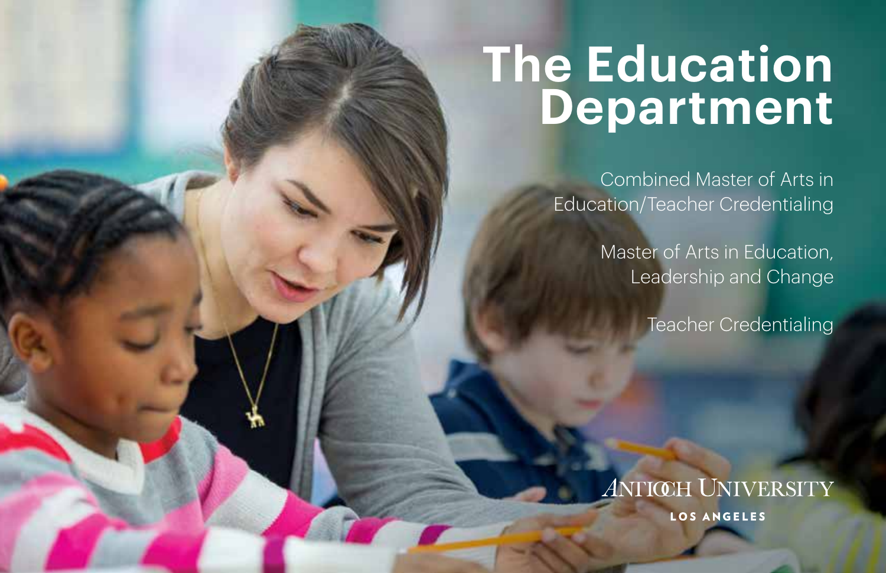# The Education Department

Combined Master of Arts in Education/Teacher Credentialing

Master of Arts in Education, Leadership and Change

Teacher Credentialing

ANTIOCH UNIVERSITY

LOS ANGELES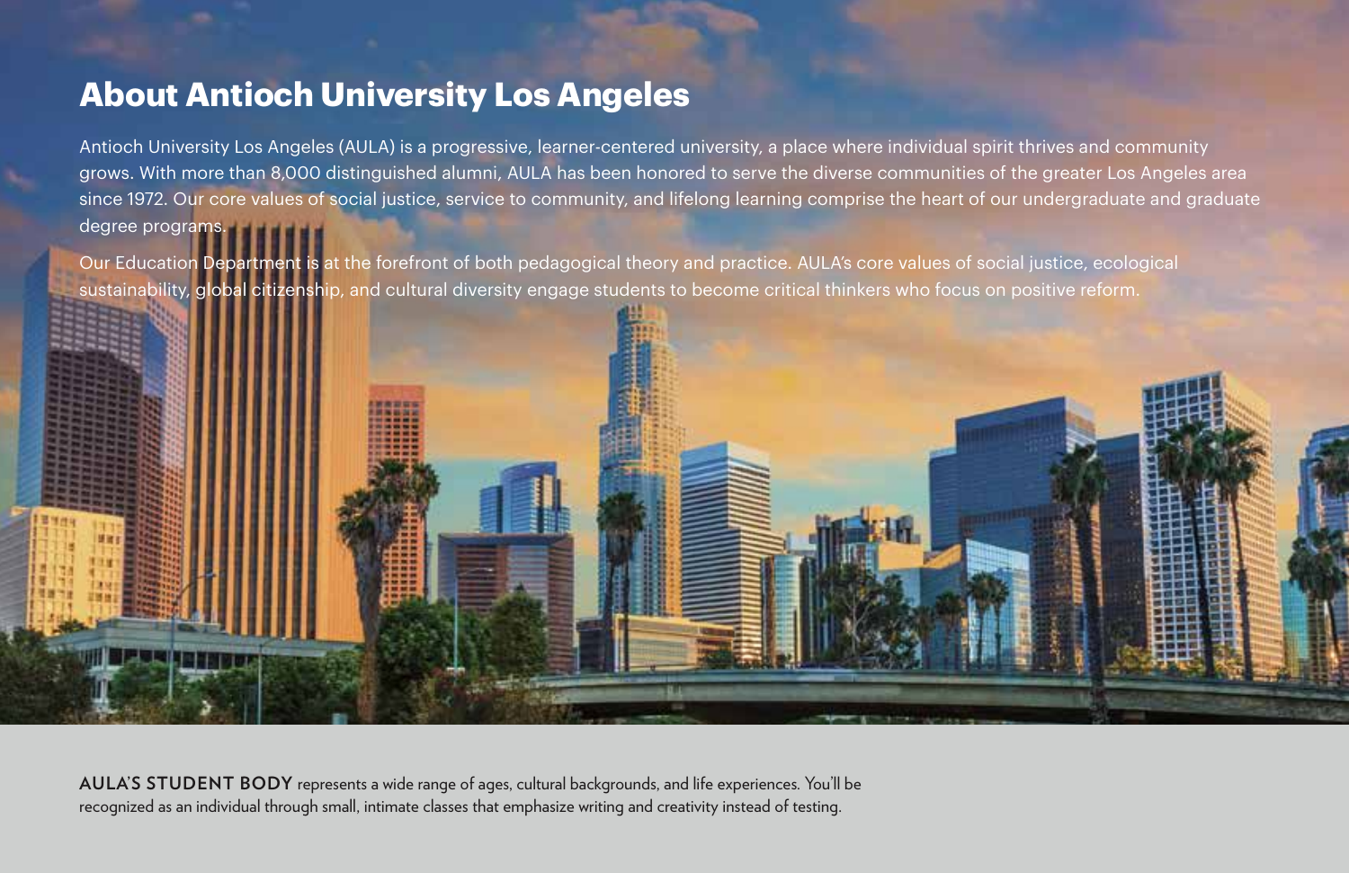# About Antioch University Los Angeles

Antioch University Los Angeles (AULA) is a progressive, learner-centered university, a place where individual spirit thrives and community grows. With more than 8,000 distinguished alumni, AULA has been honored to serve the diverse communities of the greater Los Angeles area since 1972. Our core values of social justice, service to community, and lifelong learning comprise the heart of our undergraduate and graduate degree programs.

Our Education Department is at the forefront of both pedagogical theory and practice. AULA's core values of social justice, ecological sustainability, global citizenship, and cultural diversity engage students to become critical thinkers who focus on positive reform.

**AULA'S STUDENT BODY** represents a wide range of ages, cultural backgrounds, and life experiences. You'll be recognized as an individual through small, intimate classes that emphasize writing and creativity instead of testing.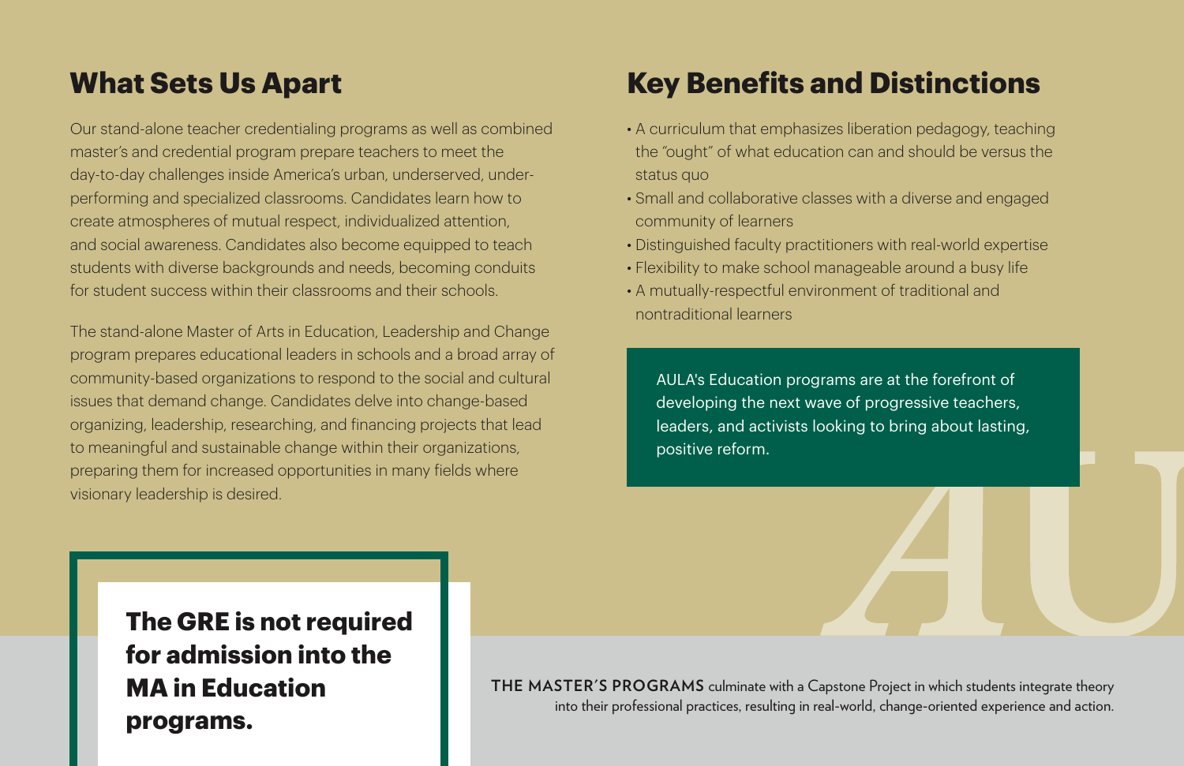## What Sets Us Apart

Our stand-alone teacher credentialing programs as well as combined master's and credential program prepare teachers to meet the day-to-day challenges inside America's urban, underserved, under-performing and specialized classrooms. Candidates learn how to create atmospheres of mutual respect, individualized attention, and social awareness. Candidates also become equipped to teach students with diverse backgrounds and needs, becoming conduits for student success within their classrooms and their schools.

The stand-alone Master of Arts in Education, Leadership and Change program prepares educational leaders in schools and a broad array of community-based organizations to respond to the social and cultural issues that demand change. Candidates delve into change-based organizing, leadership, researching, and financing projects that lead to meaningful and sustainable change within their organizations, preparing them for increased opportunities in many fields where visionary leadership is desired.

**The GRE is not required for admission into the MA in Education programs.**

## Key Benefits and Distinctions

- A curriculum that emphasizes liberation pedagogy, teaching the "ought" of what education can and should be versus the status quo
- Small and collaborative classes with a diverse and engaged community of learners
- Distinguished faculty practitioners with real-world expertise
- Flexibility to make school manageable around a busy life
- A mutually-respectful environment of traditional and nontraditional learners

AULA's Education programs are at the forefront of developing the next wave of progressive teachers, leaders, and activists looking to bring about lasting, positive reform.

**THE MASTER'S PROGRAMS** culminate with a Capstone Project in which students integrate theory into their professional practices, resulting in real-world, change-oriented experience and action.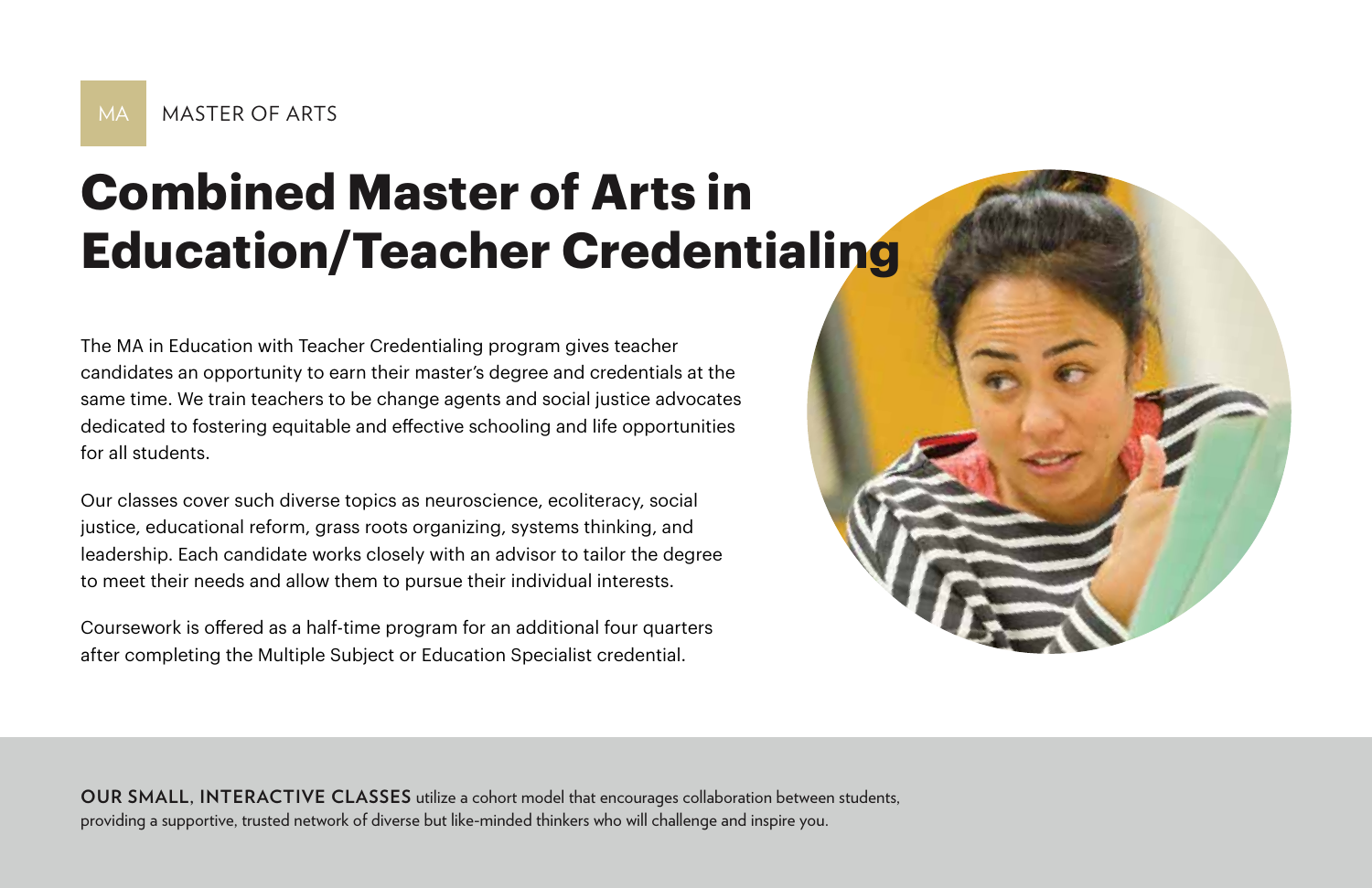MA MASTER OF ARTS

# Combined Master of Arts in Education/Teacher Credentialing

The MA in Education with Teacher Credentialing program gives teacher candidates an opportunity to earn their master's degree and credentials at the same time. We train teachers to be change agents and social justice advocates dedicated to fostering equitable and effective schooling and life opportunities for all students.

Our classes cover such diverse topics as neuroscience, ecoliteracy, social justice, educational reform, grass roots organizing, systems thinking, and leadership. Each candidate works closely with an advisor to tailor the degree to meet their needs and allow them to pursue their individual interests.

Coursework is offered as a half-time program for an additional four quarters after completing the Multiple Subject or Education Specialist credential.

**OUR SMALL, INTERACTIVE CLASSES** utilize a cohort model that encourages collaboration between students, providing a supportive, trusted network of diverse but like-minded thinkers who will challenge and inspire you.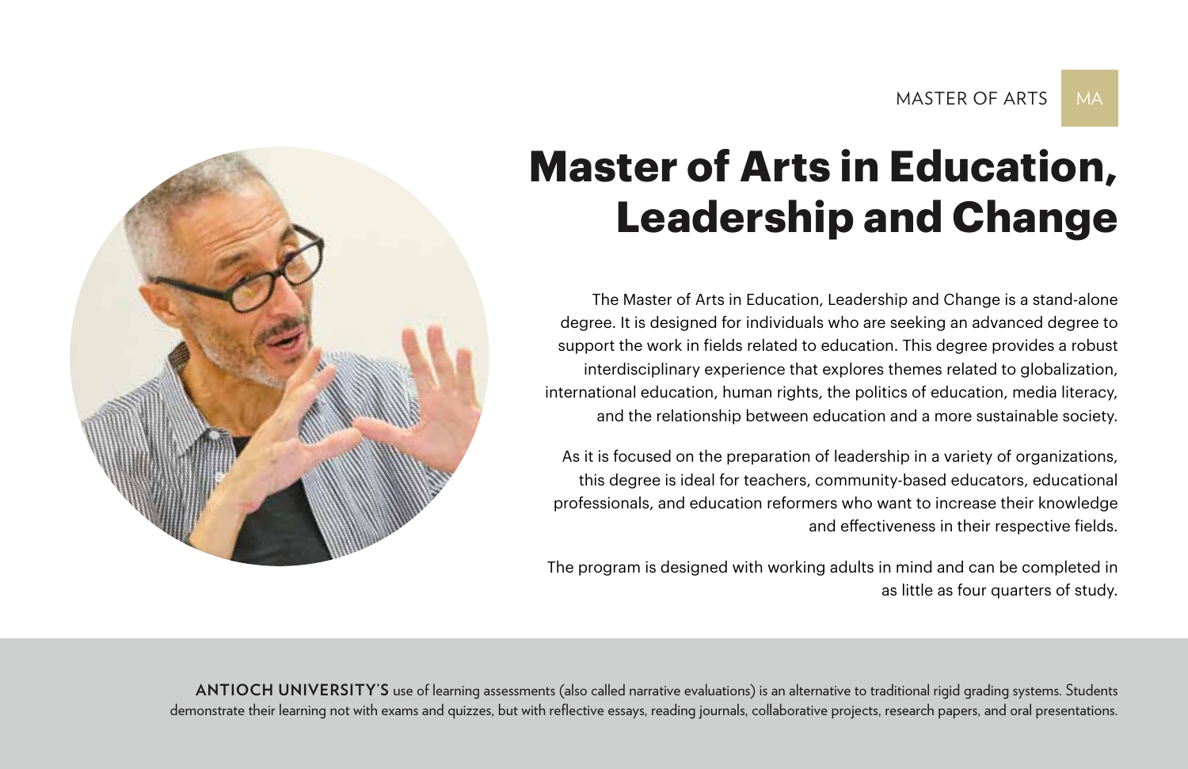MASTER OF ARTS MA

# Master of Arts in Education, Leadership and Change

The Master of Arts in Education, Leadership and Change is a stand-alone degree. It is designed for individuals who are seeking an advanced degree to support the work in fields related to education. This degree provides a robust interdisciplinary experience that explores themes related to globalization, international education, human rights, the politics of education, media literacy, and the relationship between education and a more sustainable society.

As it is focused on the preparation of leadership in a variety of organizations, this degree is ideal for teachers, community-based educators, educational professionals, and education reformers who want to increase their knowledge and effectiveness in their respective fields.

The program is designed with working adults in mind and can be completed in as little as four quarters of study.

**ANTIOCH UNIVERSITY'S** use of learning assessments (also called narrative evaluations) is an alternative to traditional rigid grading systems. Students demonstrate their learning not with exams and quizzes, but with reflective essays, reading journals, collaborative projects, research papers, and oral presentations.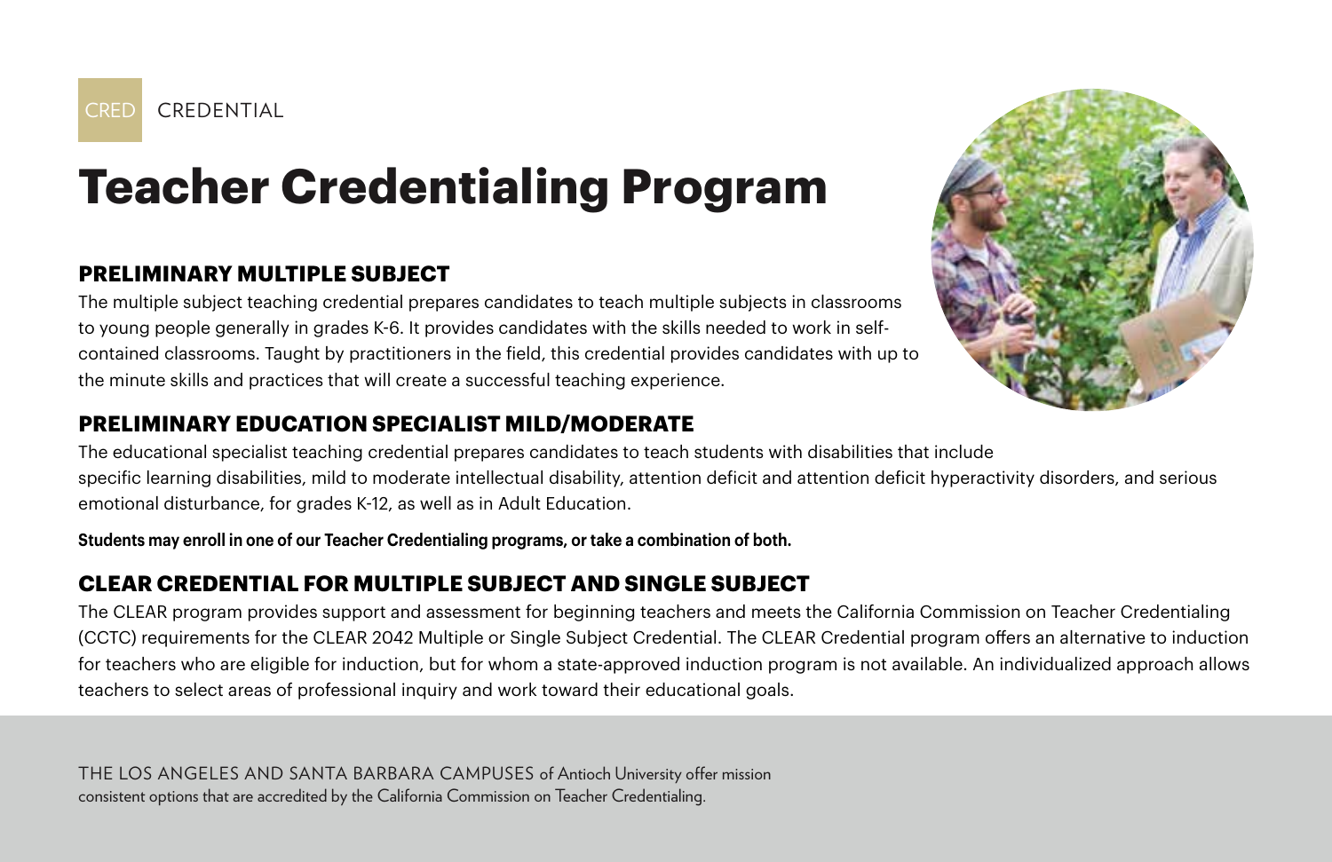CRED CREDENTIAL

# Teacher Credentialing Program

## PRELIMINARY MULTIPLE SUBJECT

The multiple subject teaching credential prepares candidates to teach multiple subjects in classrooms to young people generally in grades K-6. It provides candidates with the skills needed to work in self-contained classrooms. Taught by practitioners in the field, this credential provides candidates with up to the minute skills and practices that will create a successful teaching experience.

## PRELIMINARY EDUCATION SPECIALIST MILD/MODERATE

The educational specialist teaching credential prepares candidates to teach students with disabilities that include specific learning disabilities, mild to moderate intellectual disability, attention deficit and attention deficit hyperactivity disorders, and serious emotional disturbance, for grades K-12, as well as in Adult Education.

**Students may enroll in one of our Teacher Credentialing programs, or take a combination of both.**

## CLEAR CREDENTIAL FOR MULTIPLE SUBJECT AND SINGLE SUBJECT

The CLEAR program provides support and assessment for beginning teachers and meets the California Commission on Teacher Credentialing (CCTC) requirements for the CLEAR 2042 Multiple or Single Subject Credential. The CLEAR Credential program offers an alternative to induction for teachers who are eligible for induction, but for whom a state-approved induction program is not available. An individualized approach allows teachers to select areas of professional inquiry and work toward their educational goals.

THE LOS ANGELES AND SANTA BARBARA CAMPUSES of Antioch University offer mission consistent options that are accredited by the California Commission on Teacher Credentialing.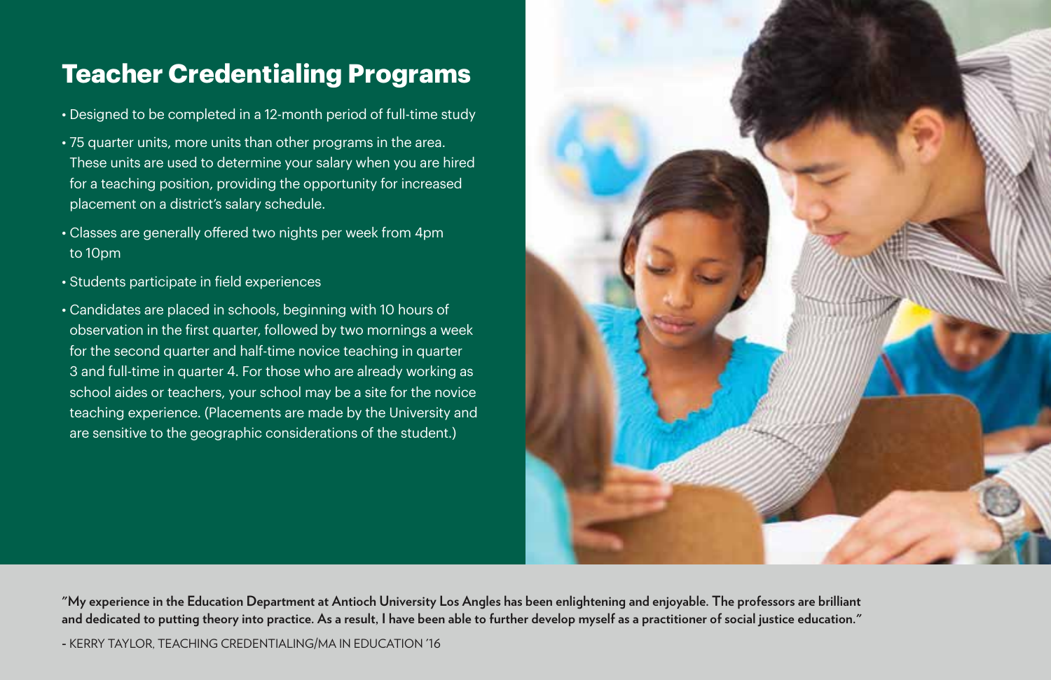# Teacher Credentialing Programs

- Designed to be completed in a 12-month period of full-time study
- 75 quarter units, more units than other programs in the area. These units are used to determine your salary when you are hired for a teaching position, providing the opportunity for increased placement on a district's salary schedule.
- Classes are generally offered two nights per week from 4pm to 10pm
- Students participate in field experiences
- Candidates are placed in schools, beginning with 10 hours of observation in the first quarter, followed by two mornings a week for the second quarter and half-time novice teaching in quarter 3 and full-time in quarter 4. For those who are already working as school aides or teachers, your school may be a site for the novice teaching experience. (Placements are made by the University and are sensitive to the geographic considerations of the student.)

**"My experience in the Education Department at Antioch University Los Angles has been enlightening and enjoyable. The professors are brilliant and dedicated to putting theory into practice. As a result, I have been able to further develop myself as a practitioner of social justice education."**

- KERRY TAYLOR, TEACHING CREDENTIALING/MA IN EDUCATION '16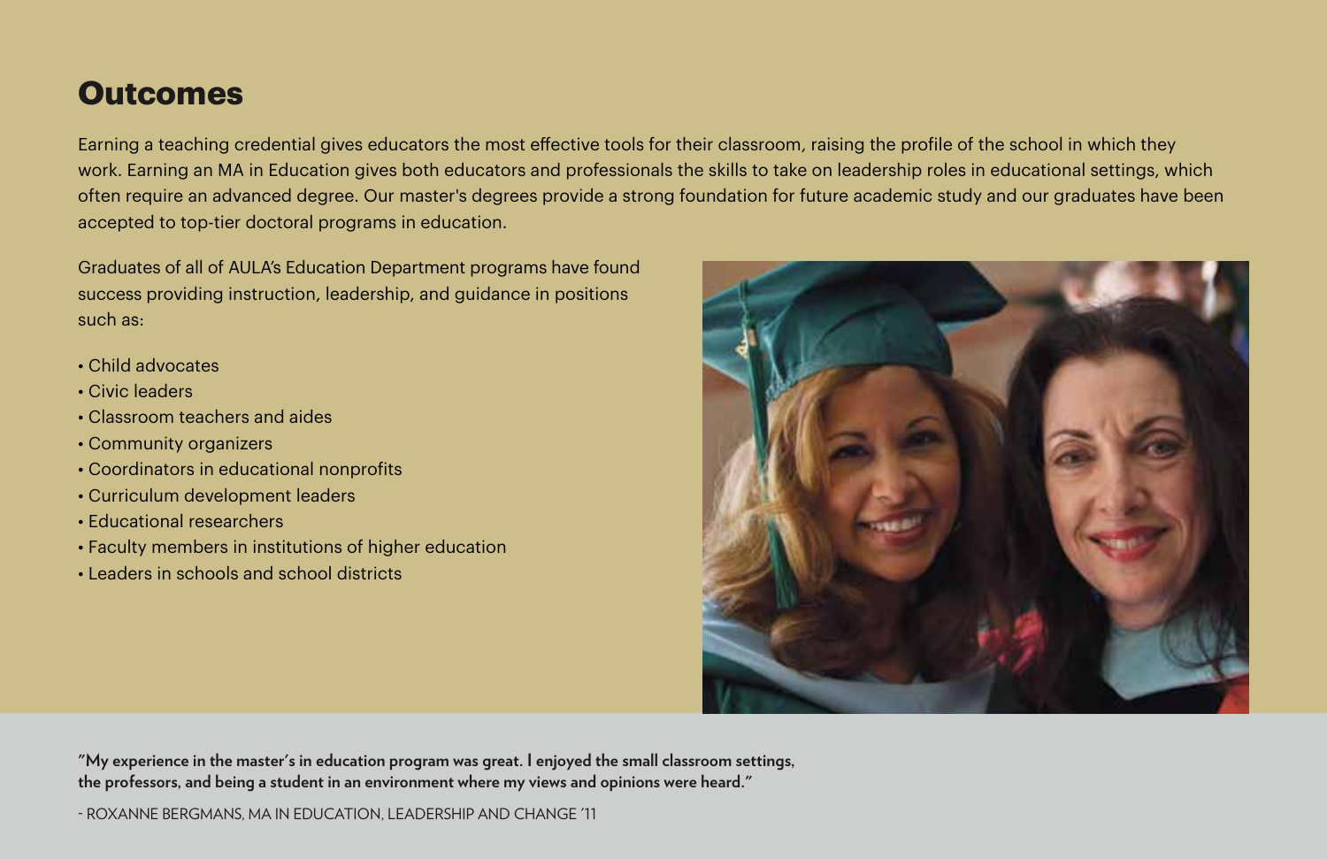## Outcomes

Earning a teaching credential gives educators the most effective tools for their classroom, raising the profile of the school in which they work. Earning an MA in Education gives both educators and professionals the skills to take on leadership roles in educational settings, which often require an advanced degree. Our master's degrees provide a strong foundation for future academic study and our graduates have been accepted to top-tier doctoral programs in education.

Graduates of all of AULA's Education Department programs have found success providing instruction, leadership, and guidance in positions such as:

- Child advocates
- Civic leaders
- Classroom teachers and aides
- Community organizers
- Coordinators in educational nonprofits
- Curriculum development leaders
- Educational researchers
- Faculty members in institutions of higher education
- Leaders in schools and school districts

**"My experience in the master's in education program was great. I enjoyed the small classroom settings, the professors, and being a student in an environment where my views and opinions were heard."**

- ROXANNE BERGMANS, MA IN EDUCATION, LEADERSHIP AND CHANGE '11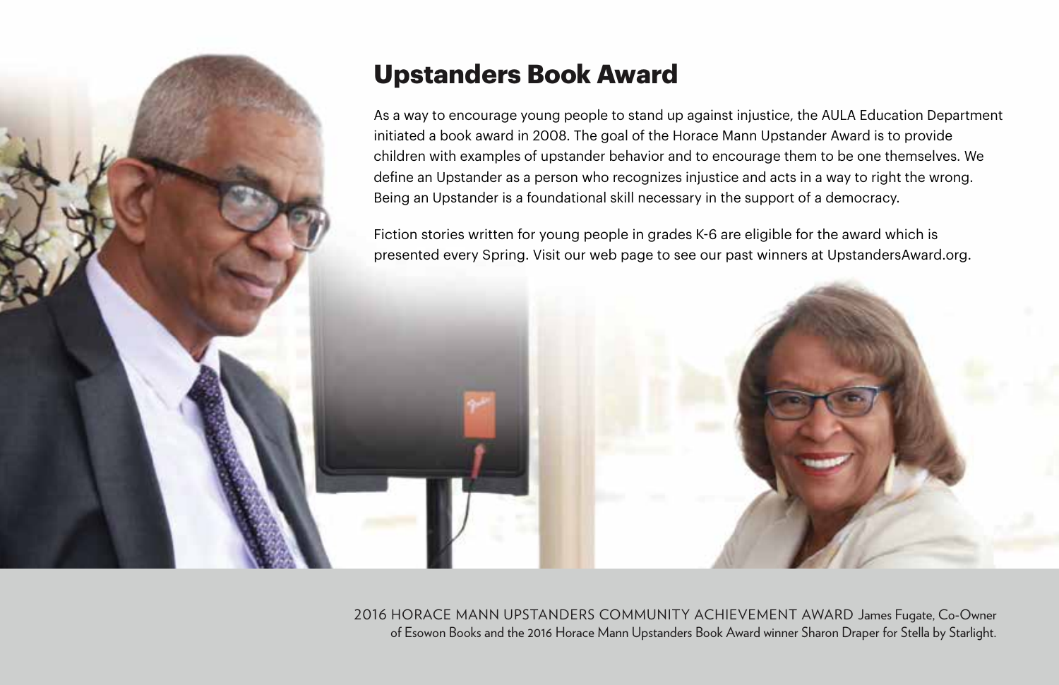# Upstanders Book Award

As a way to encourage young people to stand up against injustice, the AULA Education Department initiated a book award in 2008. The goal of the Horace Mann Upstander Award is to provide children with examples of upstander behavior and to encourage them to be one themselves. We define an Upstander as a person who recognizes injustice and acts in a way to right the wrong. Being an Upstander is a foundational skill necessary in the support of a democracy.

Fiction stories written for young people in grades K-6 are eligible for the award which is presented every Spring. Visit our web page to see our past winners at UpstandersAward.org.

2016 HORACE MANN UPSTANDERS COMMUNITY ACHIEVEMENT AWARD James Fugate, Co-Owner of Esowon Books and the 2016 Horace Mann Upstanders Book Award winner Sharon Draper for Stella by Starlight.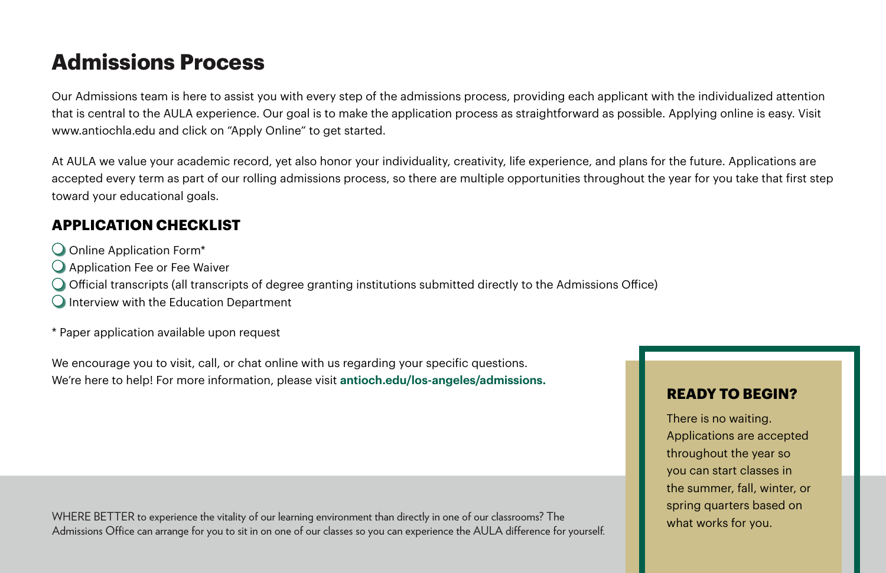# Admissions Process

Our Admissions team is here to assist you with every step of the admissions process, providing each applicant with the individualized attention that is central to the AULA experience. Our goal is to make the application process as straightforward as possible. Applying online is easy. Visit www.antiochla.edu and click on "Apply Online" to get started.

At AULA we value your academic record, yet also honor your individuality, creativity, life experience, and plans for the future. Applications are accepted every term as part of our rolling admissions process, so there are multiple opportunities throughout the year for you take that first step toward your educational goals.

## APPLICATION CHECKLIST

- Online Application Form*
- Application Fee or Fee Waiver
- Official transcripts (all transcripts of degree granting institutions submitted directly to the Admissions Office)
- Interview with the Education Department

* Paper application available upon request

We encourage you to visit, call, or chat online with us regarding your specific questions.
We're here to help! For more information, please visit **antioch.edu/los-angeles/admissions.**

WHERE BETTER to experience the vitality of our learning environment than directly in one of our classrooms? The Admissions Office can arrange for you to sit in on one of our classes so you can experience the AULA difference for yourself.

## READY TO BEGIN?

There is no waiting. Applications are accepted throughout the year so you can start classes in the summer, fall, winter, or spring quarters based on what works for you.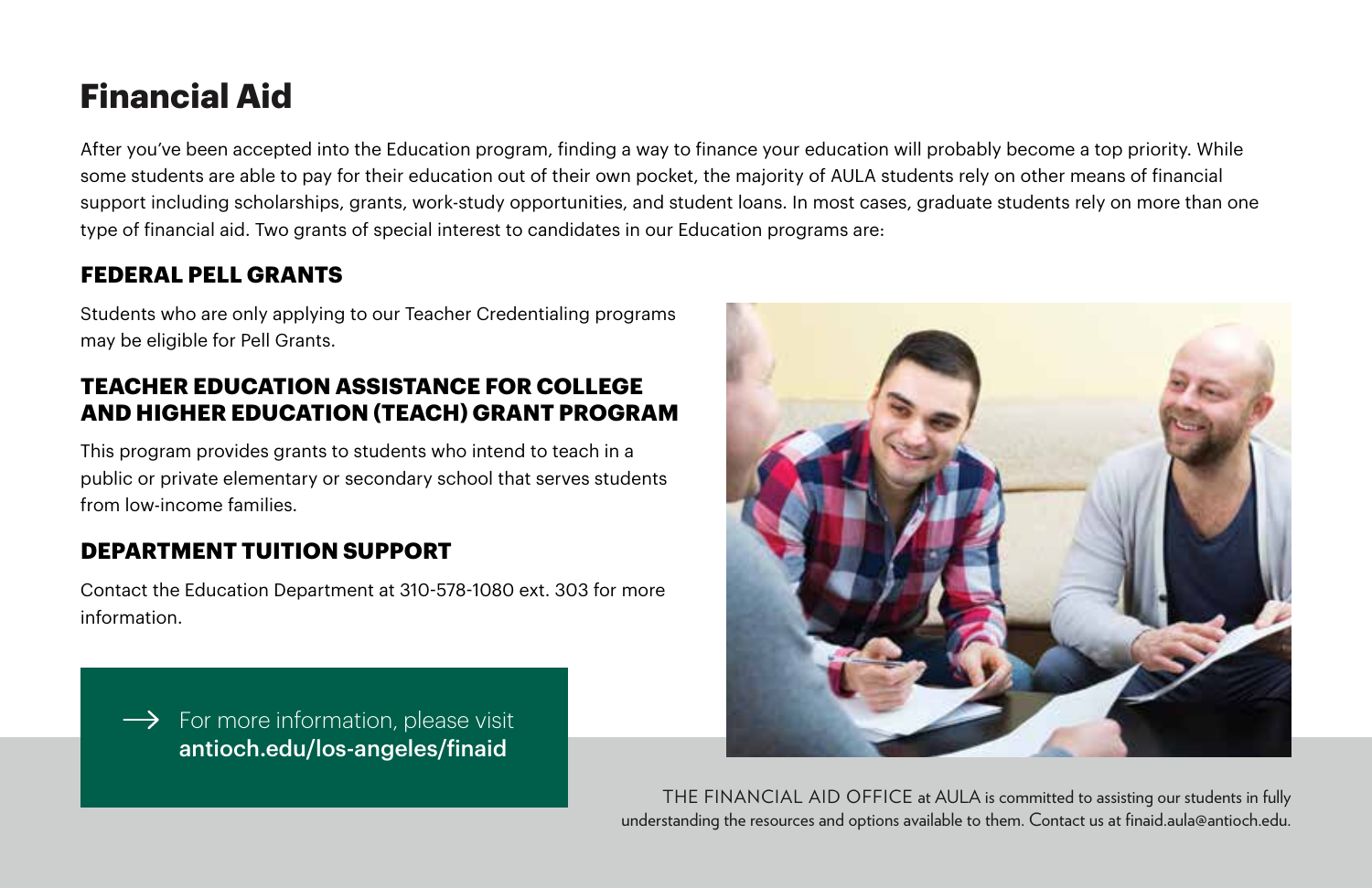# Financial Aid

After you've been accepted into the Education program, finding a way to finance your education will probably become a top priority. While some students are able to pay for their education out of their own pocket, the majority of AULA students rely on other means of financial support including scholarships, grants, work-study opportunities, and student loans. In most cases, graduate students rely on more than one type of financial aid. Two grants of special interest to candidates in our Education programs are:

## FEDERAL PELL GRANTS

Students who are only applying to our Teacher Credentialing programs may be eligible for Pell Grants.

## TEACHER EDUCATION ASSISTANCE FOR COLLEGE AND HIGHER EDUCATION (TEACH) GRANT PROGRAM

This program provides grants to students who intend to teach in a public or private elementary or secondary school that serves students from low-income families.

## DEPARTMENT TUITION SUPPORT

Contact the Education Department at 310-578-1080 ext. 303 for more information.

→ For more information, please visit **antioch.edu/los-angeles/finaid**

THE FINANCIAL AID OFFICE at AULA is committed to assisting our students in fully understanding the resources and options available to them. Contact us at finaid.aula@antioch.edu.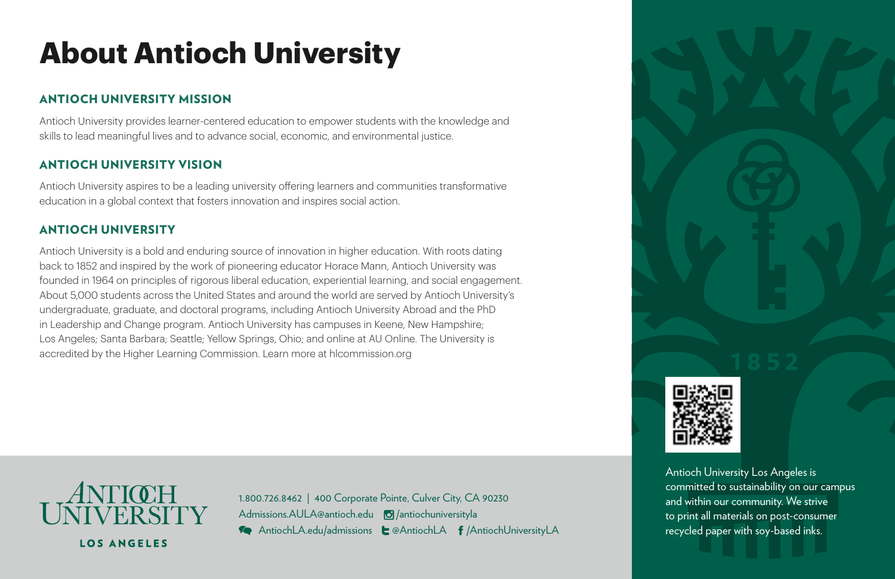# About Antioch University

## ANTIOCH UNIVERSITY MISSION

Antioch University provides learner-centered education to empower students with the knowledge and skills to lead meaningful lives and to advance social, economic, and environmental justice.

## ANTIOCH UNIVERSITY VISION

Antioch University aspires to be a leading university offering learners and communities transformative education in a global context that fosters innovation and inspires social action.

## ANTIOCH UNIVERSITY

Antioch University is a bold and enduring source of innovation in higher education. With roots dating back to 1852 and inspired by the work of pioneering educator Horace Mann, Antioch University was founded in 1964 on principles of rigorous liberal education, experiential learning, and social engagement. About 5,000 students across the United States and around the world are served by Antioch University's undergraduate, graduate, and doctoral programs, including Antioch University Abroad and the PhD in Leadership and Change program. Antioch University has campuses in Keene, New Hampshire; Los Angeles; Santa Barbara; Seattle; Yellow Springs, Ohio; and online at AU Online. The University is accredited by the Higher Learning Commission. Learn more at hlcommission.org

1852

Antioch University Los Angeles is committed to sustainability on our campus and within our community. We strive to print all materials on post-consumer recycled paper with soy-based inks.

ANTIOCH UNIVERSITY

LOS ANGELES

1.800.726.8462 | 400 Corporate Pointe, Culver City, CA 90230

Admissions.AULA@antioch.edu /antiochuniversityla

AntiochLA.edu/admissions @AntiochLA /AntiochUniversityLA